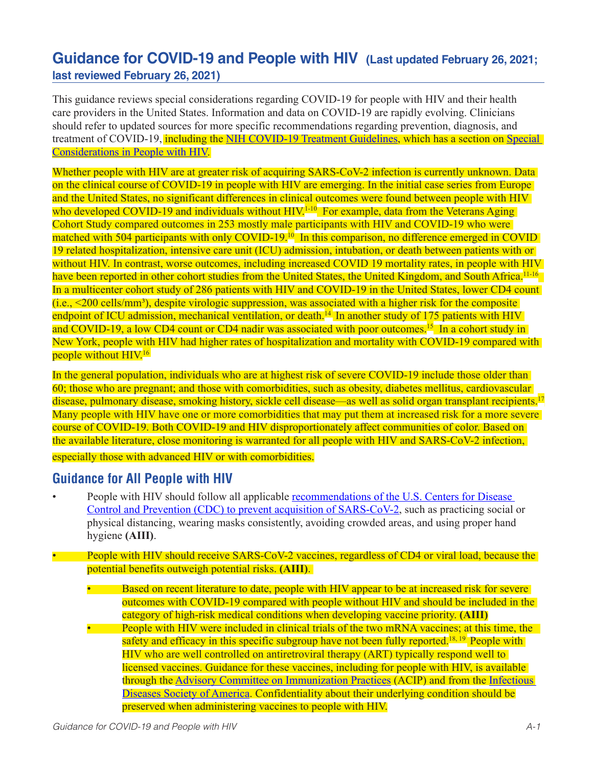# Guidance for COVID-19 and People with HIV (Last updated February 26, 2021; last reviewed February 26, 2021)

This guidance reviews special considerations regarding COVID-19 for people with HIV and their health care providers in the United States. Information and data on COVID-19 are rapidly evolving. Clinicians should refer to updated sources for more specific recommendations regarding prevention, diagnosis, and treatment of COVID-19, including the NIH COVID-19 Treatment Guidelines, which has a section on Special Considerations in People with HIV.

Whether people with HIV are at greater risk of acquiring SARS-CoV-2 infection is currently unknown. Data on the clinical course of COVID-19 in people with HIV are emerging. In the initial case series from Europe and the United States, no significant differences in clinical outcomes were found between people with HIV who developed COVID-19 and individuals without HIV.[1-10] For example, data from the Veterans Aging Cohort Study compared outcomes in 253 mostly male participants with HIV and COVID-19 who were matched with 504 participants with only COVID-19.[10] In this comparison, no difference emerged in COVID 19 related hospitalization, intensive care unit (ICU) admission, intubation, or death between patients with or without HIV. In contrast, worse outcomes, including increased COVID 19 mortality rates, in people with HIV have been reported in other cohort studies from the United States, the United Kingdom, and South Africa.[11-16] In a multicenter cohort study of 286 patients with HIV and COVID-19 in the United States, lower CD4 count (i.e., <200 cells/mm³), despite virologic suppression, was associated with a higher risk for the composite endpoint of ICU admission, mechanical ventilation, or death.[14] In another study of 175 patients with HIV and COVID-19, a low CD4 count or CD4 nadir was associated with poor outcomes.[15] In a cohort study in New York, people with HIV had higher rates of hospitalization and mortality with COVID-19 compared with people without HIV.[16]

In the general population, individuals who are at highest risk of severe COVID-19 include those older than 60; those who are pregnant; and those with comorbidities, such as obesity, diabetes mellitus, cardiovascular disease, pulmonary disease, smoking history, sickle cell disease—as well as solid organ transplant recipients.[17] Many people with HIV have one or more comorbidities that may put them at increased risk for a more severe course of COVID-19. Both COVID-19 and HIV disproportionately affect communities of color. Based on the available literature, close monitoring is warranted for all people with HIV and SARS-CoV-2 infection, especially those with advanced HIV or with comorbidities.

## Guidance for All People with HIV

- People with HIV should follow all applicable recommendations of the U.S. Centers for Disease Control and Prevention (CDC) to prevent acquisition of SARS-CoV-2, such as practicing social or physical distancing, wearing masks consistently, avoiding crowded areas, and using proper hand hygiene **(AIII)**.
- People with HIV should receive SARS-CoV-2 vaccines, regardless of CD4 or viral load, because the potential benefits outweigh potential risks. **(AIII)**.
  - Based on recent literature to date, people with HIV appear to be at increased risk for severe outcomes with COVID-19 compared with people without HIV and should be included in the category of high-risk medical conditions when developing vaccine priority. **(AIII)**
  - People with HIV were included in clinical trials of the two mRNA vaccines; at this time, the safety and efficacy in this specific subgroup have not been fully reported.[18, 19] People with HIV who are well controlled on antiretroviral therapy (ART) typically respond well to licensed vaccines. Guidance for these vaccines, including for people with HIV, is available through the Advisory Committee on Immunization Practices (ACIP) and from the Infectious Diseases Society of America. Confidentiality about their underlying condition should be preserved when administering vaccines to people with HIV.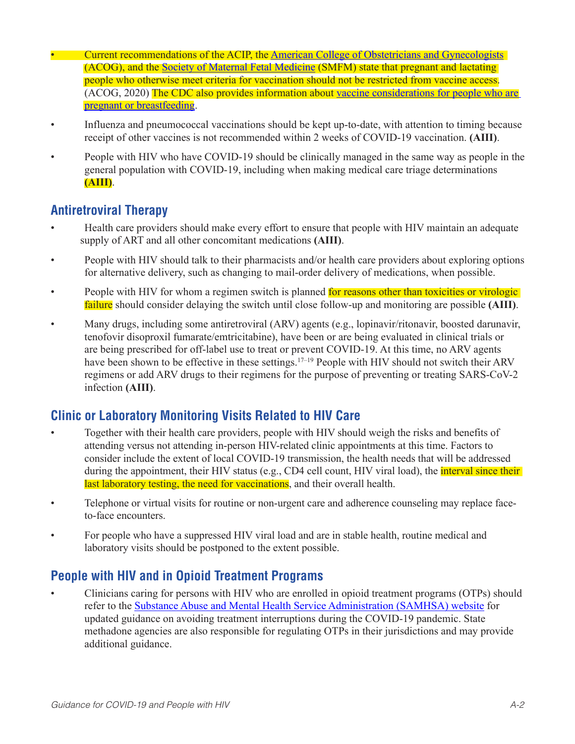- Current recommendations of the ACIP, the American College of Obstetricians and Gynecologists (ACOG), and the Society of Maternal Fetal Medicine (SMFM) state that pregnant and lactating people who otherwise meet criteria for vaccination should not be restricted from vaccine access. (ACOG, 2020) The CDC also provides information about vaccine considerations for people who are pregnant or breastfeeding.
- Influenza and pneumococcal vaccinations should be kept up-to-date, with attention to timing because receipt of other vaccines is not recommended within 2 weeks of COVID-19 vaccination. **(AIII)**.
- People with HIV who have COVID-19 should be clinically managed in the same way as people in the general population with COVID-19, including when making medical care triage determinations **(AIII)**.

## Antiretroviral Therapy

- Health care providers should make every effort to ensure that people with HIV maintain an adequate supply of ART and all other concomitant medications **(AIII)**.
- People with HIV should talk to their pharmacists and/or health care providers about exploring options for alternative delivery, such as changing to mail-order delivery of medications, when possible.
- People with HIV for whom a regimen switch is planned for reasons other than toxicities or virologic failure should consider delaying the switch until close follow-up and monitoring are possible **(AIII)**.
- Many drugs, including some antiretroviral (ARV) agents (e.g., lopinavir/ritonavir, boosted darunavir, tenofovir disoproxil fumarate/emtricitabine), have been or are being evaluated in clinical trials or are being prescribed for off-label use to treat or prevent COVID-19. At this time, no ARV agents have been shown to be effective in these settings.[17–19] People with HIV should not switch their ARV regimens or add ARV drugs to their regimens for the purpose of preventing or treating SARS-CoV-2 infection **(AIII)**.

## Clinic or Laboratory Monitoring Visits Related to HIV Care

- Together with their health care providers, people with HIV should weigh the risks and benefits of attending versus not attending in-person HIV-related clinic appointments at this time. Factors to consider include the extent of local COVID-19 transmission, the health needs that will be addressed during the appointment, their HIV status (e.g., CD4 cell count, HIV viral load), the interval since their last laboratory testing, the need for vaccinations, and their overall health.
- Telephone or virtual visits for routine or non-urgent care and adherence counseling may replace face-to-face encounters.
- For people who have a suppressed HIV viral load and are in stable health, routine medical and laboratory visits should be postponed to the extent possible.

## People with HIV and in Opioid Treatment Programs

- Clinicians caring for persons with HIV who are enrolled in opioid treatment programs (OTPs) should refer to the Substance Abuse and Mental Health Service Administration (SAMHSA) website for updated guidance on avoiding treatment interruptions during the COVID-19 pandemic. State methadone agencies are also responsible for regulating OTPs in their jurisdictions and may provide additional guidance.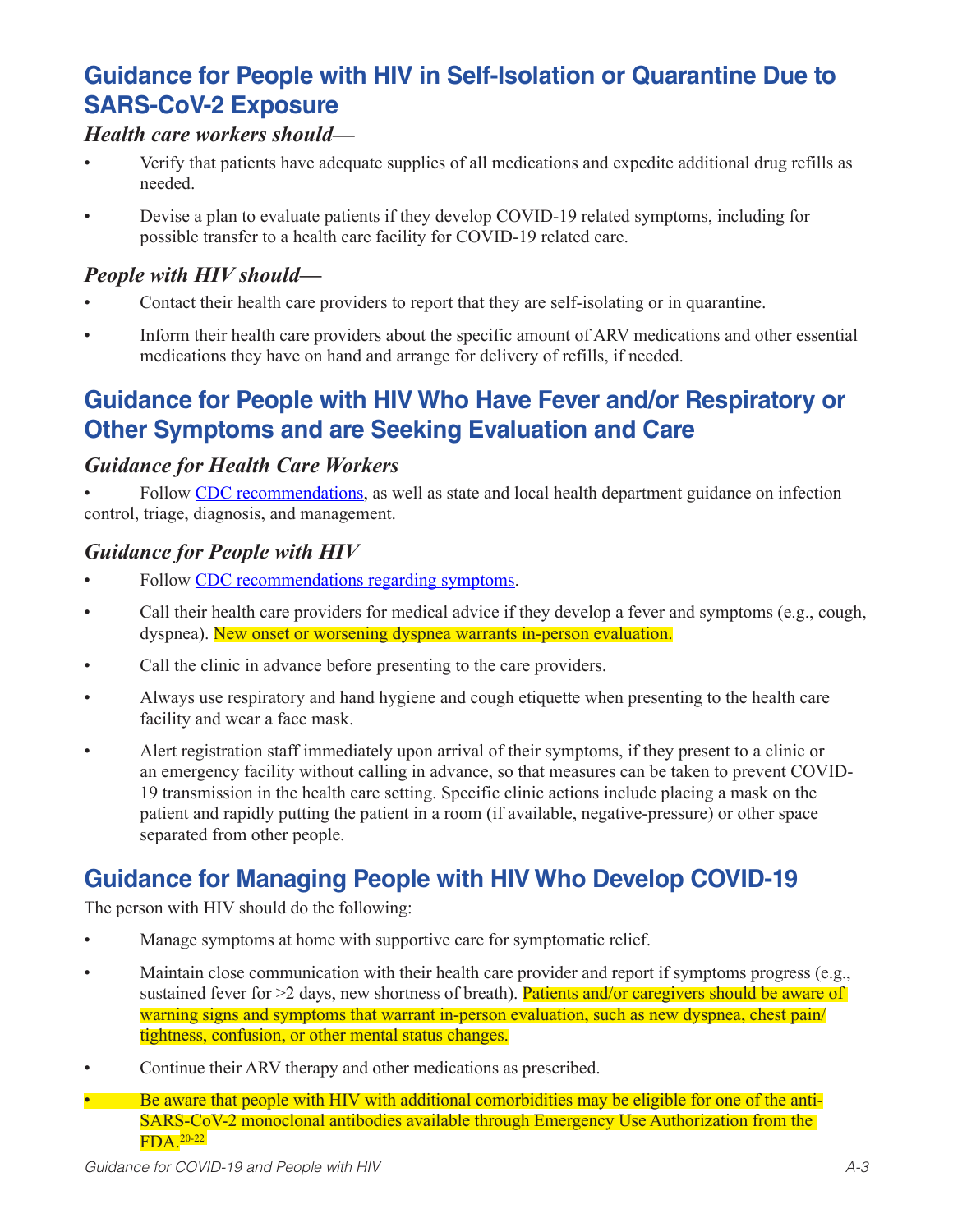## Guidance for People with HIV in Self-Isolation or Quarantine Due to SARS-CoV-2 Exposure

### *Health care workers should—*

- Verify that patients have adequate supplies of all medications and expedite additional drug refills as needed.
- Devise a plan to evaluate patients if they develop COVID-19 related symptoms, including for possible transfer to a health care facility for COVID-19 related care.

### *People with HIV should—*

- Contact their health care providers to report that they are self-isolating or in quarantine.
- Inform their health care providers about the specific amount of ARV medications and other essential medications they have on hand and arrange for delivery of refills, if needed.

## Guidance for People with HIV Who Have Fever and/or Respiratory or Other Symptoms and are Seeking Evaluation and Care

### *Guidance for Health Care Workers*

- Follow CDC recommendations, as well as state and local health department guidance on infection control, triage, diagnosis, and management.

### *Guidance for People with HIV*

- Follow CDC recommendations regarding symptoms.
- Call their health care providers for medical advice if they develop a fever and symptoms (e.g., cough, dyspnea). New onset or worsening dyspnea warrants in-person evaluation.
- Call the clinic in advance before presenting to the care providers.
- Always use respiratory and hand hygiene and cough etiquette when presenting to the health care facility and wear a face mask.
- Alert registration staff immediately upon arrival of their symptoms, if they present to a clinic or an emergency facility without calling in advance, so that measures can be taken to prevent COVID-19 transmission in the health care setting. Specific clinic actions include placing a mask on the patient and rapidly putting the patient in a room (if available, negative-pressure) or other space separated from other people.

## Guidance for Managing People with HIV Who Develop COVID-19

The person with HIV should do the following:

- Manage symptoms at home with supportive care for symptomatic relief.
- Maintain close communication with their health care provider and report if symptoms progress (e.g., sustained fever for >2 days, new shortness of breath). Patients and/or caregivers should be aware of warning signs and symptoms that warrant in-person evaluation, such as new dyspnea, chest pain/tightness, confusion, or other mental status changes.
- Continue their ARV therapy and other medications as prescribed.
- Be aware that people with HIV with additional comorbidities may be eligible for one of the anti-SARS-CoV-2 monoclonal antibodies available through Emergency Use Authorization from the FDA.[20-22]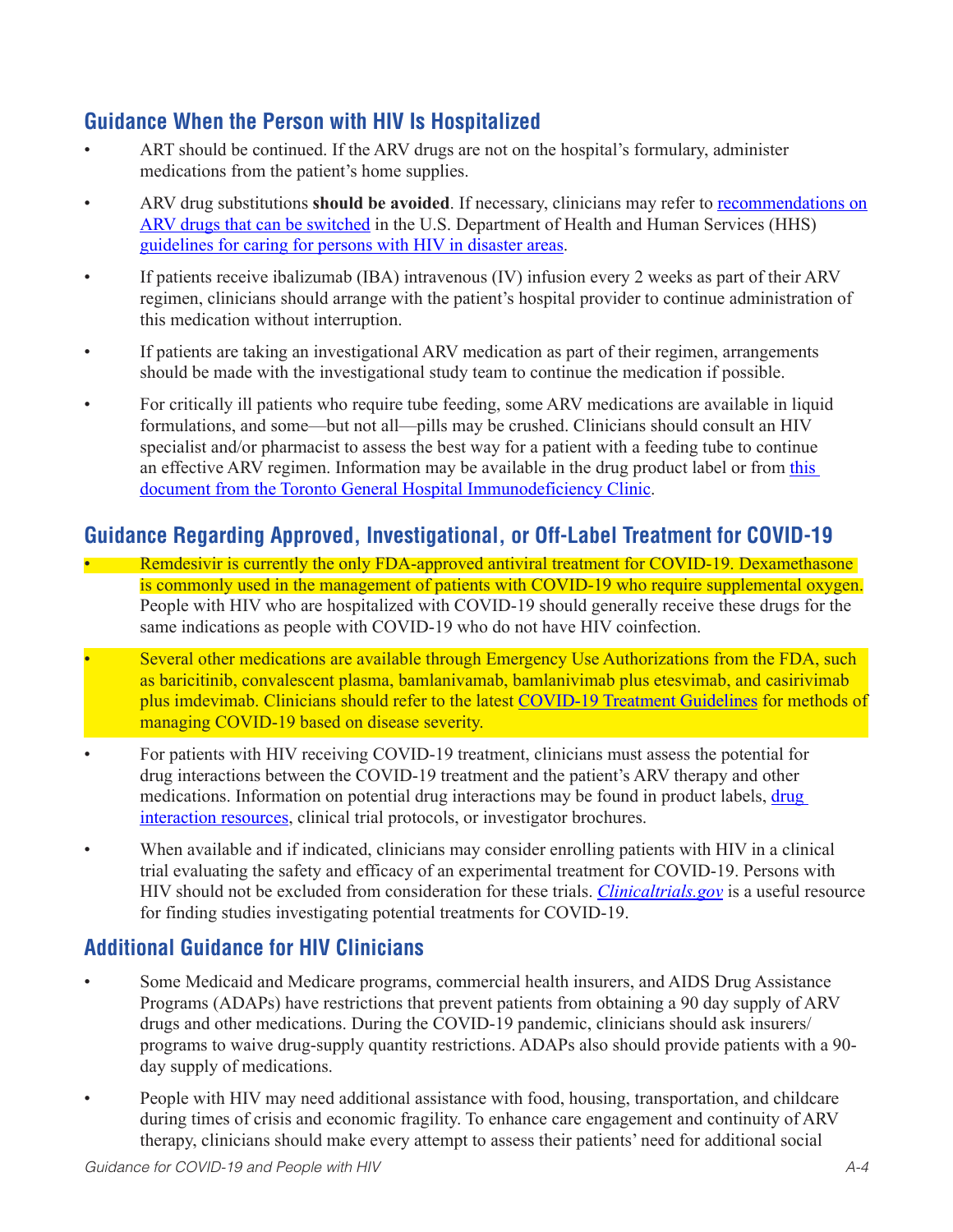## Guidance When the Person with HIV Is Hospitalized

- ART should be continued. If the ARV drugs are not on the hospital's formulary, administer medications from the patient's home supplies.
- ARV drug substitutions **should be avoided**. If necessary, clinicians may refer to recommendations on ARV drugs that can be switched in the U.S. Department of Health and Human Services (HHS) guidelines for caring for persons with HIV in disaster areas.
- If patients receive ibalizumab (IBA) intravenous (IV) infusion every 2 weeks as part of their ARV regimen, clinicians should arrange with the patient's hospital provider to continue administration of this medication without interruption.
- If patients are taking an investigational ARV medication as part of their regimen, arrangements should be made with the investigational study team to continue the medication if possible.
- For critically ill patients who require tube feeding, some ARV medications are available in liquid formulations, and some—but not all—pills may be crushed. Clinicians should consult an HIV specialist and/or pharmacist to assess the best way for a patient with a feeding tube to continue an effective ARV regimen. Information may be available in the drug product label or from this document from the Toronto General Hospital Immunodeficiency Clinic.

## Guidance Regarding Approved, Investigational, or Off-Label Treatment for COVID-19

- Remdesivir is currently the only FDA-approved antiviral treatment for COVID-19. Dexamethasone is commonly used in the management of patients with COVID-19 who require supplemental oxygen. People with HIV who are hospitalized with COVID-19 should generally receive these drugs for the same indications as people with COVID-19 who do not have HIV coinfection.
- Several other medications are available through Emergency Use Authorizations from the FDA, such as baricitinib, convalescent plasma, bamlanivamab, bamlanivimab plus etesvimab, and casirivimab plus imdevimab. Clinicians should refer to the latest COVID-19 Treatment Guidelines for methods of managing COVID-19 based on disease severity.
- For patients with HIV receiving COVID-19 treatment, clinicians must assess the potential for drug interactions between the COVID-19 treatment and the patient's ARV therapy and other medications. Information on potential drug interactions may be found in product labels, drug interaction resources, clinical trial protocols, or investigator brochures.
- When available and if indicated, clinicians may consider enrolling patients with HIV in a clinical trial evaluating the safety and efficacy of an experimental treatment for COVID-19. Persons with HIV should not be excluded from consideration for these trials. *Clinicaltrials.gov* is a useful resource for finding studies investigating potential treatments for COVID-19.

## Additional Guidance for HIV Clinicians

- Some Medicaid and Medicare programs, commercial health insurers, and AIDS Drug Assistance Programs (ADAPs) have restrictions that prevent patients from obtaining a 90 day supply of ARV drugs and other medications. During the COVID-19 pandemic, clinicians should ask insurers/programs to waive drug-supply quantity restrictions. ADAPs also should provide patients with a 90-day supply of medications.
- People with HIV may need additional assistance with food, housing, transportation, and childcare during times of crisis and economic fragility. To enhance care engagement and continuity of ARV therapy, clinicians should make every attempt to assess their patients' need for additional social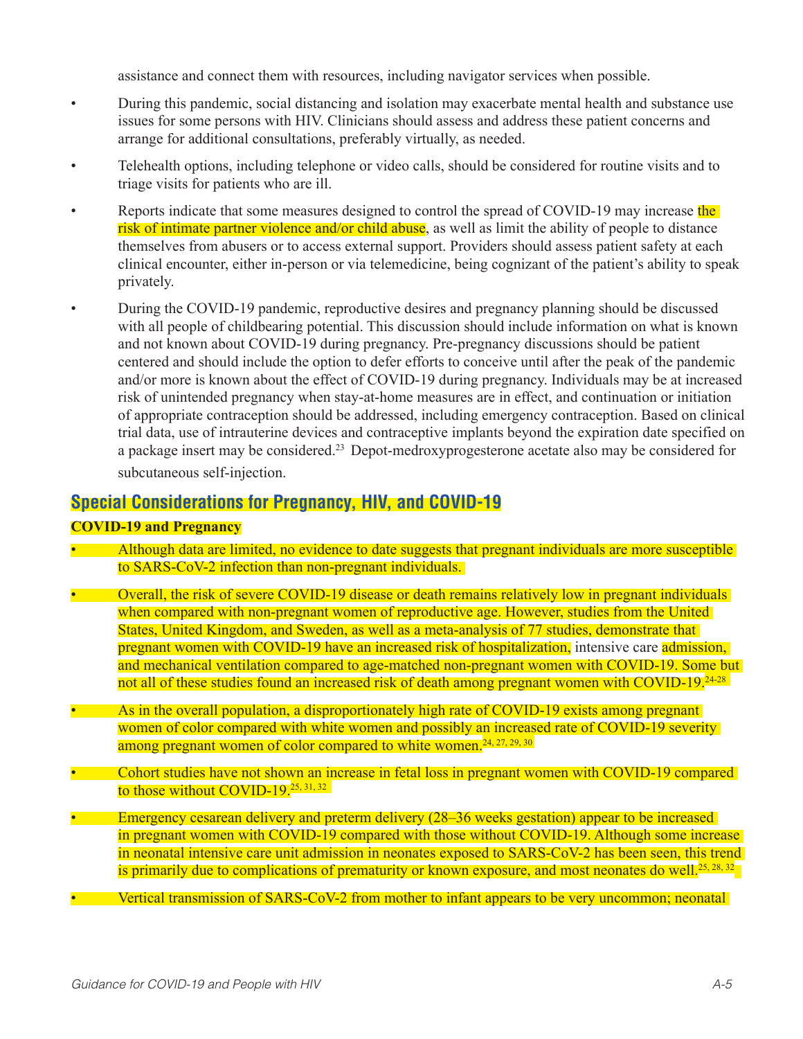assistance and connect them with resources, including navigator services when possible.

- During this pandemic, social distancing and isolation may exacerbate mental health and substance use issues for some persons with HIV. Clinicians should assess and address these patient concerns and arrange for additional consultations, preferably virtually, as needed.
- Telehealth options, including telephone or video calls, should be considered for routine visits and to triage visits for patients who are ill.
- Reports indicate that some measures designed to control the spread of COVID-19 may increase the risk of intimate partner violence and/or child abuse, as well as limit the ability of people to distance themselves from abusers or to access external support. Providers should assess patient safety at each clinical encounter, either in-person or via telemedicine, being cognizant of the patient's ability to speak privately.
- During the COVID-19 pandemic, reproductive desires and pregnancy planning should be discussed with all people of childbearing potential. This discussion should include information on what is known and not known about COVID-19 during pregnancy. Pre-pregnancy discussions should be patient centered and should include the option to defer efforts to conceive until after the peak of the pandemic and/or more is known about the effect of COVID-19 during pregnancy. Individuals may be at increased risk of unintended pregnancy when stay-at-home measures are in effect, and continuation or initiation of appropriate contraception should be addressed, including emergency contraception. Based on clinical trial data, use of intrauterine devices and contraceptive implants beyond the expiration date specified on a package insert may be considered.[23] Depot-medroxyprogesterone acetate also may be considered for subcutaneous self-injection.

## Special Considerations for Pregnancy, HIV, and COVID-19

### COVID-19 and Pregnancy

- Although data are limited, no evidence to date suggests that pregnant individuals are more susceptible to SARS-CoV-2 infection than non-pregnant individuals.
- Overall, the risk of severe COVID-19 disease or death remains relatively low in pregnant individuals when compared with non-pregnant women of reproductive age. However, studies from the United States, United Kingdom, and Sweden, as well as a meta-analysis of 77 studies, demonstrate that pregnant women with COVID-19 have an increased risk of hospitalization, intensive care admission, and mechanical ventilation compared to age-matched non-pregnant women with COVID-19. Some but not all of these studies found an increased risk of death among pregnant women with COVID-19.[24-28]
- As in the overall population, a disproportionately high rate of COVID-19 exists among pregnant women of color compared with white women and possibly an increased rate of COVID-19 severity among pregnant women of color compared to white women.[24, 27, 29, 30]
- Cohort studies have not shown an increase in fetal loss in pregnant women with COVID-19 compared to those without COVID-19.[25, 31, 32]
- Emergency cesarean delivery and preterm delivery (28–36 weeks gestation) appear to be increased in pregnant women with COVID-19 compared with those without COVID-19. Although some increase in neonatal intensive care unit admission in neonates exposed to SARS-CoV-2 has been seen, this trend is primarily due to complications of prematurity or known exposure, and most neonates do well.[25, 28, 32]
- Vertical transmission of SARS-CoV-2 from mother to infant appears to be very uncommon; neonatal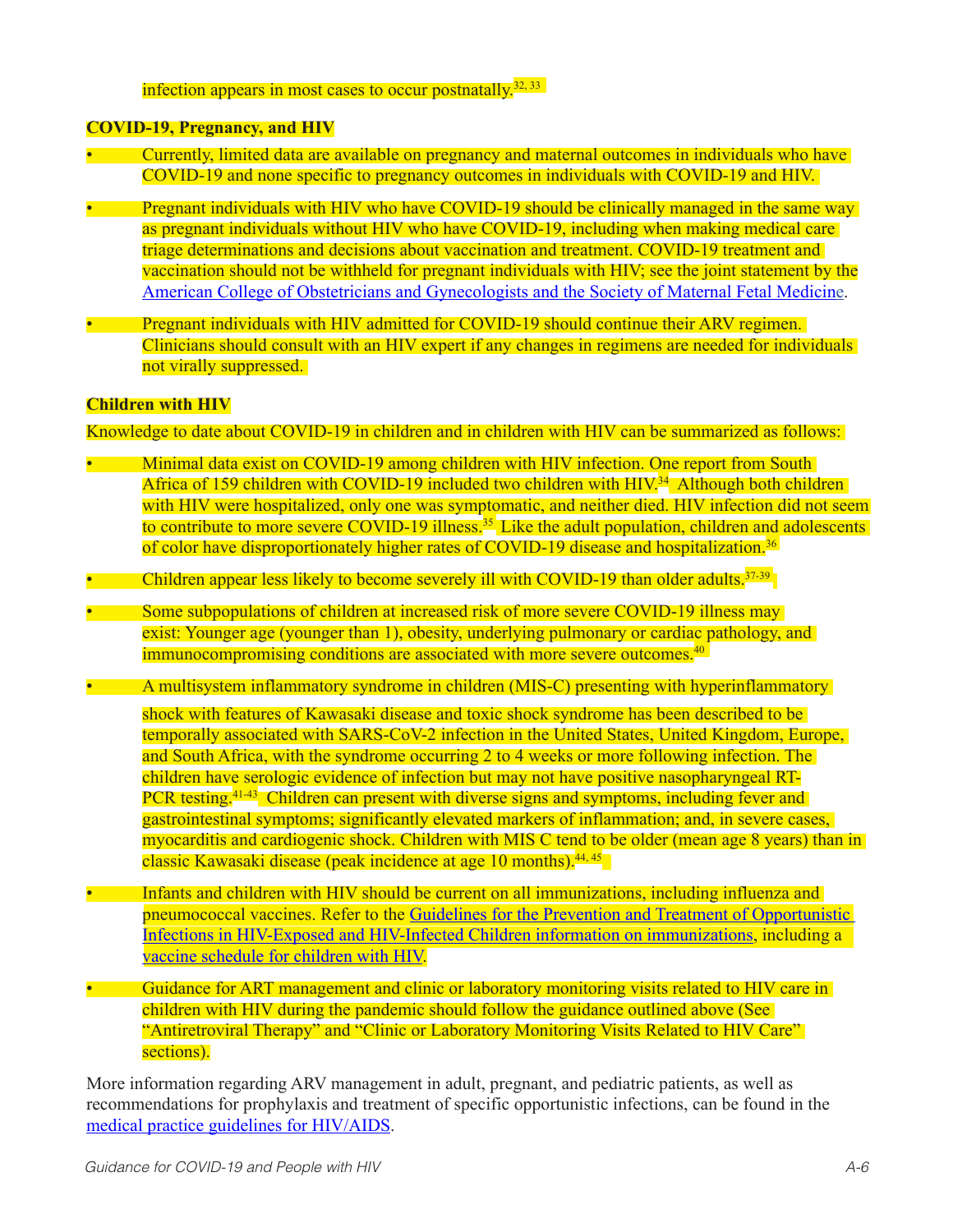infection appears in most cases to occur postnatally.[32, 33]

**COVID-19, Pregnancy, and HIV**

- Currently, limited data are available on pregnancy and maternal outcomes in individuals who have COVID-19 and none specific to pregnancy outcomes in individuals with COVID-19 and HIV.
- Pregnant individuals with HIV who have COVID-19 should be clinically managed in the same way as pregnant individuals without HIV who have COVID-19, including when making medical care triage determinations and decisions about vaccination and treatment. COVID-19 treatment and vaccination should not be withheld for pregnant individuals with HIV; see the joint statement by the American College of Obstetricians and Gynecologists and the Society of Maternal Fetal Medicine.
- Pregnant individuals with HIV admitted for COVID-19 should continue their ARV regimen. Clinicians should consult with an HIV expert if any changes in regimens are needed for individuals not virally suppressed.

**Children with HIV**

Knowledge to date about COVID-19 in children and in children with HIV can be summarized as follows:

- Minimal data exist on COVID-19 among children with HIV infection. One report from South Africa of 159 children with COVID-19 included two children with HIV.[34] Although both children with HIV were hospitalized, only one was symptomatic, and neither died. HIV infection did not seem to contribute to more severe COVID-19 illness.[35] Like the adult population, children and adolescents of color have disproportionately higher rates of COVID-19 disease and hospitalization.[36]
- Children appear less likely to become severely ill with COVID-19 than older adults.[37-39]
- Some subpopulations of children at increased risk of more severe COVID-19 illness may exist: Younger age (younger than 1), obesity, underlying pulmonary or cardiac pathology, and immunocompromising conditions are associated with more severe outcomes.[40]
- A multisystem inflammatory syndrome in children (MIS-C) presenting with hyperinflammatory shock with features of Kawasaki disease and toxic shock syndrome has been described to be temporally associated with SARS-CoV-2 infection in the United States, United Kingdom, Europe, and South Africa, with the syndrome occurring 2 to 4 weeks or more following infection. The children have serologic evidence of infection but may not have positive nasopharyngeal RT-PCR testing.[41-43] Children can present with diverse signs and symptoms, including fever and gastrointestinal symptoms; significantly elevated markers of inflammation; and, in severe cases, myocarditis and cardiogenic shock. Children with MIS C tend to be older (mean age 8 years) than in classic Kawasaki disease (peak incidence at age 10 months).[44, 45]
- Infants and children with HIV should be current on all immunizations, including influenza and pneumococcal vaccines. Refer to the Guidelines for the Prevention and Treatment of Opportunistic Infections in HIV-Exposed and HIV-Infected Children information on immunizations, including a vaccine schedule for children with HIV.
- Guidance for ART management and clinic or laboratory monitoring visits related to HIV care in children with HIV during the pandemic should follow the guidance outlined above (See "Antiretroviral Therapy" and "Clinic or Laboratory Monitoring Visits Related to HIV Care" sections).

More information regarding ARV management in adult, pregnant, and pediatric patients, as well as recommendations for prophylaxis and treatment of specific opportunistic infections, can be found in the medical practice guidelines for HIV/AIDS.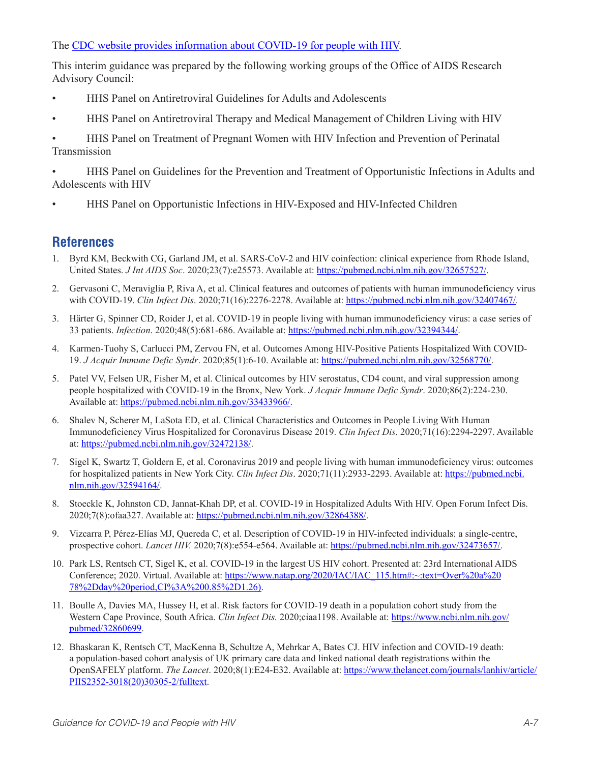The [CDC website provides information about COVID-19 for people with HIV](#).

This interim guidance was prepared by the following working groups of the Office of AIDS Research Advisory Council:

- HHS Panel on Antiretroviral Guidelines for Adults and Adolescents
- HHS Panel on Antiretroviral Therapy and Medical Management of Children Living with HIV
- HHS Panel on Treatment of Pregnant Women with HIV Infection and Prevention of Perinatal Transmission
- HHS Panel on Guidelines for the Prevention and Treatment of Opportunistic Infections in Adults and Adolescents with HIV
- HHS Panel on Opportunistic Infections in HIV-Exposed and HIV-Infected Children

## References

1. Byrd KM, Beckwith CG, Garland JM, et al. SARS-CoV-2 and HIV coinfection: clinical experience from Rhode Island, United States. *J Int AIDS Soc*. 2020;23(7):e25573. Available at: https://pubmed.ncbi.nlm.nih.gov/32657527/.
2. Gervasoni C, Meraviglia P, Riva A, et al. Clinical features and outcomes of patients with human immunodeficiency virus with COVID-19. *Clin Infect Dis*. 2020;71(16):2276-2278. Available at: https://pubmed.ncbi.nlm.nih.gov/32407467/.
3. Härter G, Spinner CD, Roider J, et al. COVID-19 in people living with human immunodeficiency virus: a case series of 33 patients. *Infection*. 2020;48(5):681-686. Available at: https://pubmed.ncbi.nlm.nih.gov/32394344/.
4. Karmen-Tuohy S, Carlucci PM, Zervou FN, et al. Outcomes Among HIV-Positive Patients Hospitalized With COVID-19. *J Acquir Immune Defic Syndr*. 2020;85(1):6-10. Available at: https://pubmed.ncbi.nlm.nih.gov/32568770/.
5. Patel VV, Felsen UR, Fisher M, et al. Clinical outcomes by HIV serostatus, CD4 count, and viral suppression among people hospitalized with COVID-19 in the Bronx, New York. *J Acquir Immune Defic Syndr*. 2020;86(2):224-230. Available at: https://pubmed.ncbi.nlm.nih.gov/33433966/.
6. Shalev N, Scherer M, LaSota ED, et al. Clinical Characteristics and Outcomes in People Living With Human Immunodeficiency Virus Hospitalized for Coronavirus Disease 2019. *Clin Infect Dis*. 2020;71(16):2294-2297. Available at: https://pubmed.ncbi.nlm.nih.gov/32472138/.
7. Sigel K, Swartz T, Goldern E, et al. Coronavirus 2019 and people living with human immunodeficiency virus: outcomes for hospitalized patients in New York City. *Clin Infect Dis*. 2020;71(11):2933-2293. Available at: https://pubmed.ncbi.nlm.nih.gov/32594164/.
8. Stoeckle K, Johnston CD, Jannat-Khah DP, et al. COVID-19 in Hospitalized Adults With HIV. Open Forum Infect Dis. 2020;7(8):ofaa327. Available at: https://pubmed.ncbi.nlm.nih.gov/32864388/.
9. Vizcarra P, Pérez-Elías MJ, Quereda C, et al. Description of COVID-19 in HIV-infected individuals: a single-centre, prospective cohort. *Lancet HIV.* 2020;7(8):e554-e564. Available at: https://pubmed.ncbi.nlm.nih.gov/32473657/.
10. Park LS, Rentsch CT, Sigel K, et al. COVID-19 in the largest US HIV cohort. Presented at: 23rd International AIDS Conference; 2020. Virtual. Available at: https://www.natap.org/2020/IAC/IAC_115.htm#:~:text=Over%20a%2078%2Dday%20period,CI%3A%200.85%2D1.26).
11. Boulle A, Davies MA, Hussey H, et al. Risk factors for COVID-19 death in a population cohort study from the Western Cape Province, South Africa. *Clin Infect Dis.* 2020;ciaa1198. Available at: https://www.ncbi.nlm.nih.gov/pubmed/32860699.
12. Bhaskaran K, Rentsch CT, MacKenna B, Schultze A, Mehrkar A, Bates CJ. HIV infection and COVID-19 death: a population-based cohort analysis of UK primary care data and linked national death registrations within the OpenSAFELY platform. *The Lancet*. 2020;8(1):E24-E32. Available at: https://www.thelancet.com/journals/lanhiv/article/PIIS2352-3018(20)30305-2/fulltext.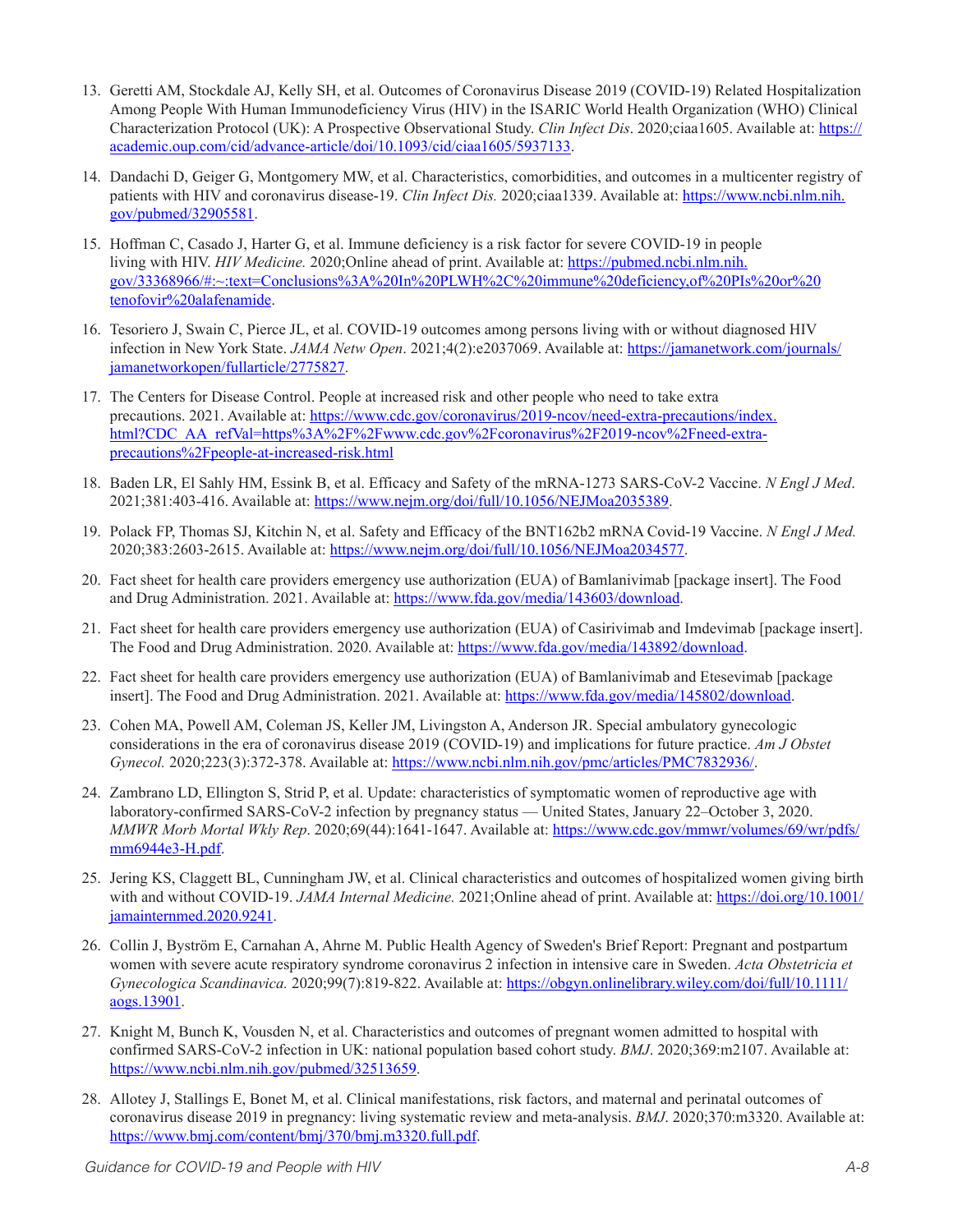13. Geretti AM, Stockdale AJ, Kelly SH, et al. Outcomes of Coronavirus Disease 2019 (COVID-19) Related Hospitalization Among People With Human Immunodeficiency Virus (HIV) in the ISARIC World Health Organization (WHO) Clinical Characterization Protocol (UK): A Prospective Observational Study. *Clin Infect Dis*. 2020;ciaa1605. Available at: https://academic.oup.com/cid/advance-article/doi/10.1093/cid/ciaa1605/5937133.

14. Dandachi D, Geiger G, Montgomery MW, et al. Characteristics, comorbidities, and outcomes in a multicenter registry of patients with HIV and coronavirus disease-19. *Clin Infect Dis.* 2020;ciaa1339. Available at: https://www.ncbi.nlm.nih.gov/pubmed/32905581.

15. Hoffman C, Casado J, Harter G, et al. Immune deficiency is a risk factor for severe COVID-19 in people living with HIV. *HIV Medicine.* 2020;Online ahead of print. Available at: https://pubmed.ncbi.nlm.nih.gov/33368966/#:~:text=Conclusions%3A%20In%20PLWH%2C%20immune%20deficiency,of%20PIs%20or%20tenofovir%20alafenamide.

16. Tesoriero J, Swain C, Pierce JL, et al. COVID-19 outcomes among persons living with or without diagnosed HIV infection in New York State. *JAMA Netw Open*. 2021;4(2):e2037069. Available at: https://jamanetwork.com/journals/jamanetworkopen/fullarticle/2775827.

17. The Centers for Disease Control. People at increased risk and other people who need to take extra precautions. 2021. Available at: https://www.cdc.gov/coronavirus/2019-ncov/need-extra-precautions/index.html?CDC_AA_refVal=https%3A%2F%2Fwww.cdc.gov%2Fcoronavirus%2F2019-ncov%2Fneed-extra-precautions%2Fpeople-at-increased-risk.html

18. Baden LR, El Sahly HM, Essink B, et al. Efficacy and Safety of the mRNA-1273 SARS-CoV-2 Vaccine. *N Engl J Med*. 2021;381:403-416. Available at: https://www.nejm.org/doi/full/10.1056/NEJMoa2035389.

19. Polack FP, Thomas SJ, Kitchin N, et al. Safety and Efficacy of the BNT162b2 mRNA Covid-19 Vaccine. *N Engl J Med.* 2020;383:2603-2615. Available at: https://www.nejm.org/doi/full/10.1056/NEJMoa2034577.

20. Fact sheet for health care providers emergency use authorization (EUA) of Bamlanivimab [package insert]. The Food and Drug Administration. 2021. Available at: https://www.fda.gov/media/143603/download.

21. Fact sheet for health care providers emergency use authorization (EUA) of Casirivimab and Imdevimab [package insert]. The Food and Drug Administration. 2020. Available at: https://www.fda.gov/media/143892/download.

22. Fact sheet for health care providers emergency use authorization (EUA) of Bamlanivimab and Etesevimab [package insert]. The Food and Drug Administration. 2021. Available at: https://www.fda.gov/media/145802/download.

23. Cohen MA, Powell AM, Coleman JS, Keller JM, Livingston A, Anderson JR. Special ambulatory gynecologic considerations in the era of coronavirus disease 2019 (COVID-19) and implications for future practice. *Am J Obstet Gynecol.* 2020;223(3):372-378. Available at: https://www.ncbi.nlm.nih.gov/pmc/articles/PMC7832936/.

24. Zambrano LD, Ellington S, Strid P, et al. Update: characteristics of symptomatic women of reproductive age with laboratory-confirmed SARS-CoV-2 infection by pregnancy status — United States, January 22–October 3, 2020. *MMWR Morb Mortal Wkly Rep*. 2020;69(44):1641-1647. Available at: https://www.cdc.gov/mmwr/volumes/69/wr/pdfs/mm6944e3-H.pdf.

25. Jering KS, Claggett BL, Cunningham JW, et al. Clinical characteristics and outcomes of hospitalized women giving birth with and without COVID-19. *JAMA Internal Medicine.* 2021;Online ahead of print. Available at: https://doi.org/10.1001/jamainternmed.2020.9241.

26. Collin J, Byström E, Carnahan A, Ahrne M. Public Health Agency of Sweden's Brief Report: Pregnant and postpartum women with severe acute respiratory syndrome coronavirus 2 infection in intensive care in Sweden. *Acta Obstetricia et Gynecologica Scandinavica.* 2020;99(7):819-822. Available at: https://obgyn.onlinelibrary.wiley.com/doi/full/10.1111/aogs.13901.

27. Knight M, Bunch K, Vousden N, et al. Characteristics and outcomes of pregnant women admitted to hospital with confirmed SARS-CoV-2 infection in UK: national population based cohort study. *BMJ*. 2020;369:m2107. Available at: https://www.ncbi.nlm.nih.gov/pubmed/32513659.

28. Allotey J, Stallings E, Bonet M, et al. Clinical manifestations, risk factors, and maternal and perinatal outcomes of coronavirus disease 2019 in pregnancy: living systematic review and meta-analysis. *BMJ*. 2020;370:m3320. Available at: https://www.bmj.com/content/bmj/370/bmj.m3320.full.pdf.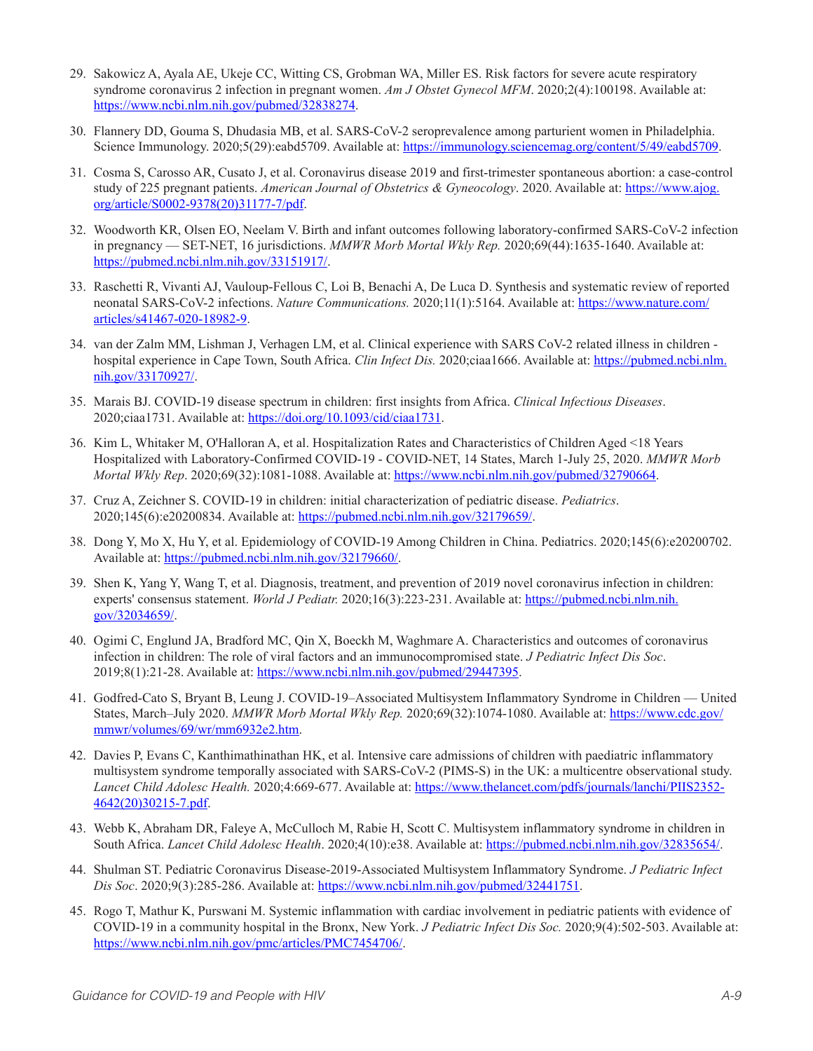29. Sakowicz A, Ayala AE, Ukeje CC, Witting CS, Grobman WA, Miller ES. Risk factors for severe acute respiratory syndrome coronavirus 2 infection in pregnant women. *Am J Obstet Gynecol MFM*. 2020;2(4):100198. Available at: https://www.ncbi.nlm.nih.gov/pubmed/32838274.

30. Flannery DD, Gouma S, Dhudasia MB, et al. SARS-CoV-2 seroprevalence among parturient women in Philadelphia. Science Immunology. 2020;5(29):eabd5709. Available at: https://immunology.sciencemag.org/content/5/49/eabd5709.

31. Cosma S, Carosso AR, Cusato J, et al. Coronavirus disease 2019 and first-trimester spontaneous abortion: a case-control study of 225 pregnant patients. *American Journal of Obstetrics & Gyneocology*. 2020. Available at: https://www.ajog.org/article/S0002-9378(20)31177-7/pdf.

32. Woodworth KR, Olsen EO, Neelam V. Birth and infant outcomes following laboratory-confirmed SARS-CoV-2 infection in pregnancy — SET-NET, 16 jurisdictions. *MMWR Morb Mortal Wkly Rep.* 2020;69(44):1635-1640. Available at: https://pubmed.ncbi.nlm.nih.gov/33151917/.

33. Raschetti R, Vivanti AJ, Vauloup-Fellous C, Loi B, Benachi A, De Luca D. Synthesis and systematic review of reported neonatal SARS-CoV-2 infections. *Nature Communications.* 2020;11(1):5164. Available at: https://www.nature.com/articles/s41467-020-18982-9.

34. van der Zalm MM, Lishman J, Verhagen LM, et al. Clinical experience with SARS CoV-2 related illness in children - hospital experience in Cape Town, South Africa. *Clin Infect Dis.* 2020;ciaa1666. Available at: https://pubmed.ncbi.nlm.nih.gov/33170927/.

35. Marais BJ. COVID-19 disease spectrum in children: first insights from Africa. *Clinical Infectious Diseases*. 2020;ciaa1731. Available at: https://doi.org/10.1093/cid/ciaa1731.

36. Kim L, Whitaker M, O'Halloran A, et al. Hospitalization Rates and Characteristics of Children Aged <18 Years Hospitalized with Laboratory-Confirmed COVID-19 - COVID-NET, 14 States, March 1-July 25, 2020. *MMWR Morb Mortal Wkly Rep*. 2020;69(32):1081-1088. Available at: https://www.ncbi.nlm.nih.gov/pubmed/32790664.

37. Cruz A, Zeichner S. COVID-19 in children: initial characterization of pediatric disease. *Pediatrics*. 2020;145(6):e20200834. Available at: https://pubmed.ncbi.nlm.nih.gov/32179659/.

38. Dong Y, Mo X, Hu Y, et al. Epidemiology of COVID-19 Among Children in China. Pediatrics. 2020;145(6):e20200702. Available at: https://pubmed.ncbi.nlm.nih.gov/32179660/.

39. Shen K, Yang Y, Wang T, et al. Diagnosis, treatment, and prevention of 2019 novel coronavirus infection in children: experts' consensus statement. *World J Pediatr.* 2020;16(3):223-231. Available at: https://pubmed.ncbi.nlm.nih.gov/32034659/.

40. Ogimi C, Englund JA, Bradford MC, Qin X, Boeckh M, Waghmare A. Characteristics and outcomes of coronavirus infection in children: The role of viral factors and an immunocompromised state. *J Pediatric Infect Dis Soc*. 2019;8(1):21-28. Available at: https://www.ncbi.nlm.nih.gov/pubmed/29447395.

41. Godfred-Cato S, Bryant B, Leung J. COVID-19–Associated Multisystem Inflammatory Syndrome in Children — United States, March–July 2020. *MMWR Morb Mortal Wkly Rep.* 2020;69(32):1074-1080. Available at: https://www.cdc.gov/mmwr/volumes/69/wr/mm6932e2.htm.

42. Davies P, Evans C, Kanthimathinathan HK, et al. Intensive care admissions of children with paediatric inflammatory multisystem syndrome temporally associated with SARS-CoV-2 (PIMS-S) in the UK: a multicentre observational study. *Lancet Child Adolesc Health.* 2020;4:669-677. Available at: https://www.thelancet.com/pdfs/journals/lanchi/PIIS2352-4642(20)30215-7.pdf.

43. Webb K, Abraham DR, Faleye A, McCulloch M, Rabie H, Scott C. Multisystem inflammatory syndrome in children in South Africa. *Lancet Child Adolesc Health*. 2020;4(10):e38. Available at: https://pubmed.ncbi.nlm.nih.gov/32835654/.

44. Shulman ST. Pediatric Coronavirus Disease-2019-Associated Multisystem Inflammatory Syndrome. *J Pediatric Infect Dis Soc*. 2020;9(3):285-286. Available at: https://www.ncbi.nlm.nih.gov/pubmed/32441751.

45. Rogo T, Mathur K, Purswani M. Systemic inflammation with cardiac involvement in pediatric patients with evidence of COVID-19 in a community hospital in the Bronx, New York. *J Pediatric Infect Dis Soc.* 2020;9(4):502-503. Available at: https://www.ncbi.nlm.nih.gov/pmc/articles/PMC7454706/.